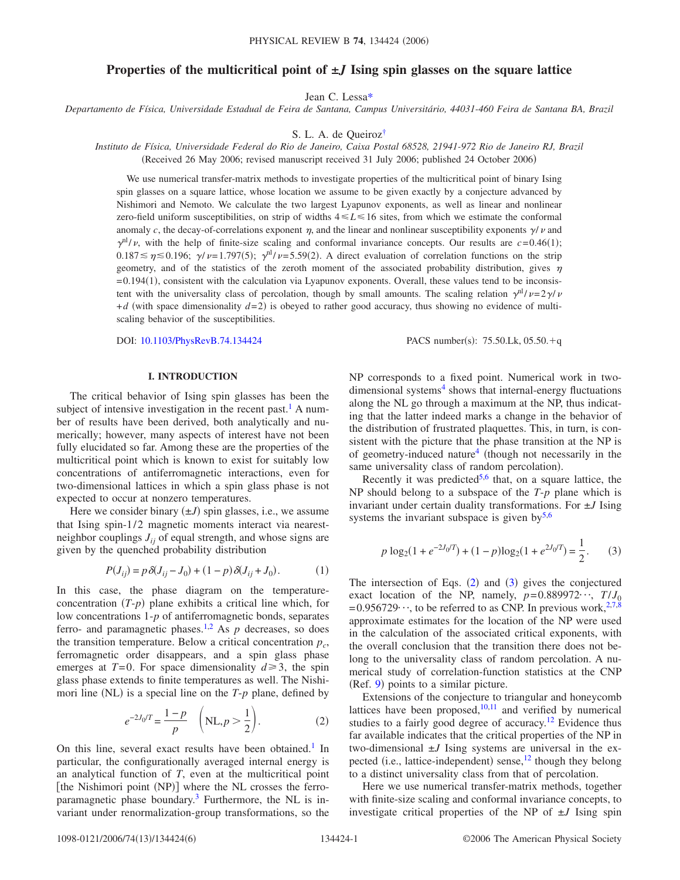# Properties of the multicritical point of ±J Ising spin glasses on the square lattice

Jean C. Lessa*

*Departamento de Física, Universidade Estadual de Feira de Santana, Campus Universitário, 44031-460 Feira de Santana BA, Brazil*

S. L. A. de Queiroz†

*Instituto de Física, Universidade Federal do Rio de Janeiro, Caixa Postal 68528, 21941-972 Rio de Janeiro RJ, Brazil*

(Received 26 May 2006; revised manuscript received 31 July 2006; published 24 October 2006)

We use numerical transfer-matrix methods to investigate properties of the multicritical point of binary Ising spin glasses on a square lattice, whose location we assume to be given exactly by a conjecture advanced by Nishimori and Nemoto. We calculate the two largest Lyapunov exponents, as well as linear and nonlinear zero-field uniform susceptibilities, on strip of widths $4 \leq L \leq 16$ sites, from which we estimate the conformal anomaly $c$, the decay-of-correlations exponent $\eta$, and the linear and nonlinear susceptibility exponents $\gamma/\nu$ and $\gamma^{\rm nl}/\nu$, with the help of finite-size scaling and conformal invariance concepts. Our results are $c=0.46(1)$; $0.187 \lesssim \eta \lesssim 0.196$; $\gamma/\nu=1.797(5)$; $\gamma^{\rm nl}/\nu=5.59(2)$. A direct evaluation of correlation functions on the strip geometry, and of the statistics of the zeroth moment of the associated probability distribution, gives $\eta=0.194(1)$, consistent with the calculation via Lyapunov exponents. Overall, these values tend to be inconsistent with the universality class of percolation, though by small amounts. The scaling relation $\gamma^{\rm nl}/\nu=2\gamma/\nu+d$ (with space dimensionality $d=2$) is obeyed to rather good accuracy, thus showing no evidence of multiscaling behavior of the susceptibilities.

DOI: 10.1103/PhysRevB.74.134424 PACS number(s): 75.50.Lk, 05.50.+q

## I. INTRODUCTION

The critical behavior of Ising spin glasses has been the subject of intensive investigation in the recent past.[1] A number of results have been derived, both analytically and numerically; however, many aspects of interest have not been fully elucidated so far. Among these are the properties of the multicritical point which is known to exist for suitably low concentrations of antiferromagnetic interactions, even for two-dimensional lattices in which a spin glass phase is not expected to occur at nonzero temperatures.

Here we consider binary (±$J$) spin glasses, i.e., we assume that Ising spin-1/2 magnetic moments interact via nearest-neighbor couplings $J_{ij}$ of equal strength, and whose signs are given by the quenched probability distribution

$$P(J_{ij}) = p\,\delta(J_{ij}-J_0) + (1-p)\,\delta(J_{ij}+J_0). \qquad (1)$$

In this case, the phase diagram on the temperature-concentration ($T$-$p$) plane exhibits a critical line which, for low concentrations $1-p$ of antiferromagnetic bonds, separates ferro- and paramagnetic phases.[1,2] As $p$ decreases, so does the transition temperature. Below a critical concentration $p_c$, ferromagnetic order disappears, and a spin glass phase emerges at $T=0$. For space dimensionality $d \geq 3$, the spin glass phase extends to finite temperatures as well. The Nishimori line (NL) is a special line on the $T$-$p$ plane, defined by

$$e^{-2J_0/T} = \frac{1-p}{p} \quad \left(\text{NL}, p > \frac{1}{2}\right). \qquad (2)$$

On this line, several exact results have been obtained.[1] In particular, the configurationally averaged internal energy is an analytical function of $T$, even at the multicritical point [the Nishimori point (NP)] where the NL crosses the ferro-paramagnetic phase boundary.[3] Furthermore, the NL is invariant under renormalization-group transformations, so the NP corresponds to a fixed point. Numerical work in two-dimensional systems[4] shows that internal-energy fluctuations along the NL go through a maximum at the NP, thus indicating that the latter indeed marks a change in the behavior of the distribution of frustrated plaquettes. This, in turn, is consistent with the picture that the phase transition at the NP is of geometry-induced nature[4] (though not necessarily in the same universality class of random percolation).

Recently it was predicted[5,6] that, on a square lattice, the NP should belong to a subspace of the $T$-$p$ plane which is invariant under certain duality transformations. For ±$J$ Ising systems the invariant subspace is given by[5,6]

$$p\,\log_2(1+e^{-2J_0/T}) + (1-p)\log_2(1+e^{2J_0/T}) = \frac{1}{2}. \qquad (3)$$

The intersection of Eqs. (2) and (3) gives the conjectured exact location of the NP, namely, $p=0.889972\cdots$, $T/J_0=0.956729\cdots$, to be referred to as CNP. In previous work,[2,7,8] approximate estimates for the location of the NP were used in the calculation of the associated critical exponents, with the overall conclusion that the transition there does not belong to the universality class of random percolation. A numerical study of correlation-function statistics at the CNP (Ref. 9) points to a similar picture.

Extensions of the conjecture to triangular and honeycomb lattices have been proposed,[10,11] and verified by numerical studies to a fairly good degree of accuracy.[12] Evidence thus far available indicates that the critical properties of the NP in two-dimensional ±$J$ Ising systems are universal in the expected (i.e., lattice-independent) sense,[12] though they belong to a distinct universality class from that of percolation.

Here we use numerical transfer-matrix methods, together with finite-size scaling and conformal invariance concepts, to investigate critical properties of the NP of ±$J$ Ising spin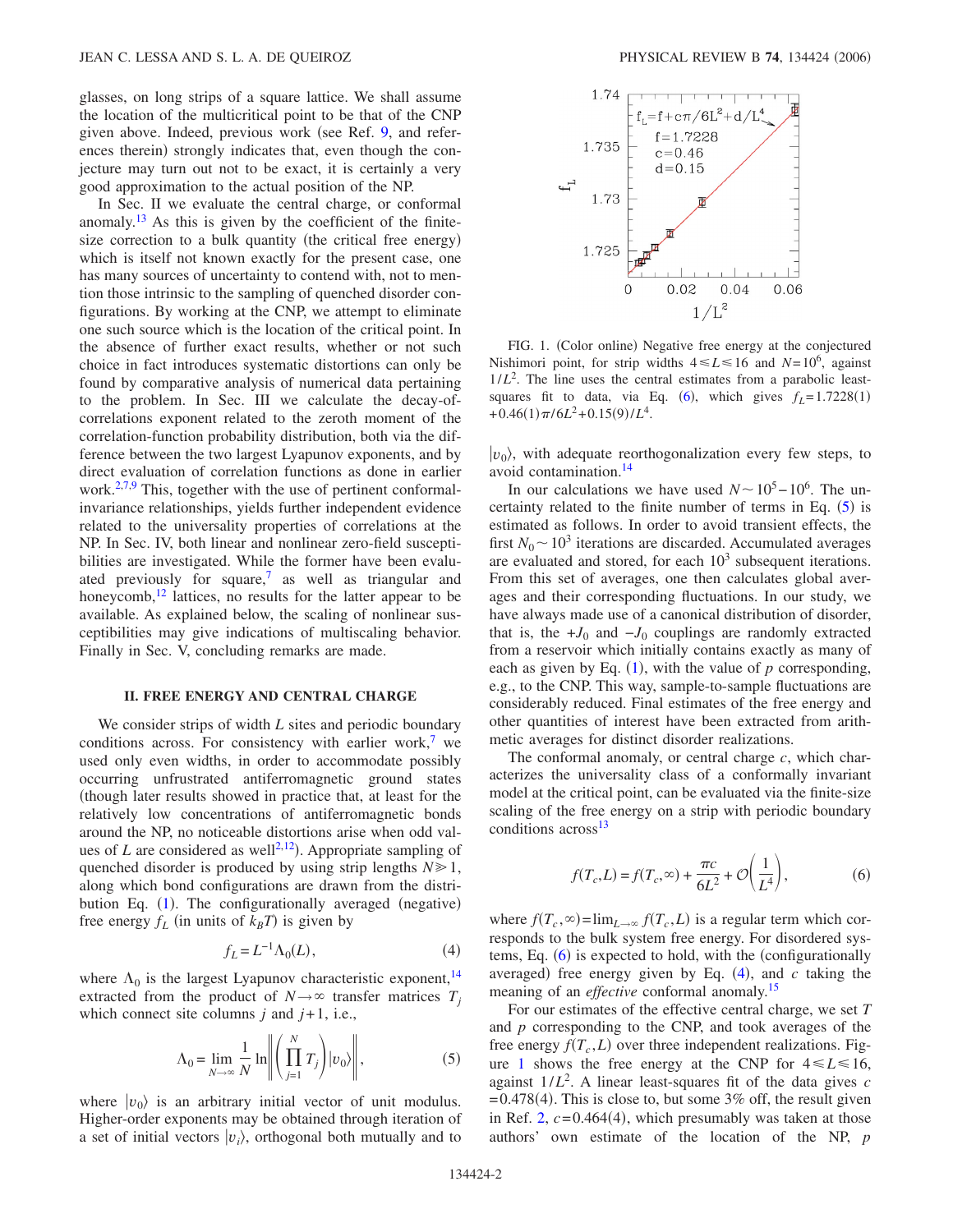glasses, on long strips of a square lattice. We shall assume the location of the multicritical point to be that of the CNP given above. Indeed, previous work (see Ref. 9, and references therein) strongly indicates that, even though the conjecture may turn out not to be exact, it is certainly a very good approximation to the actual position of the NP.

In Sec. II we evaluate the central charge, or conformal anomaly.[13] As this is given by the coefficient of the finite-size correction to a bulk quantity (the critical free energy) which is itself not known exactly for the present case, one has many sources of uncertainty to contend with, not to mention those intrinsic to the sampling of quenched disorder configurations. By working at the CNP, we attempt to eliminate one such source which is the location of the critical point. In the absence of further exact results, whether or not such choice in fact introduces systematic distortions can only be found by comparative analysis of numerical data pertaining to the problem. In Sec. III we calculate the decay-of-correlations exponent related to the zeroth moment of the correlation-function probability distribution, both via the difference between the two largest Lyapunov exponents, and by direct evaluation of correlation functions as done in earlier work.[2,7,9] This, together with the use of pertinent conformal-invariance relationships, yields further independent evidence related to the universality properties of correlations at the NP. In Sec. IV, both linear and nonlinear zero-field susceptibilities are investigated. While the former have been evaluated previously for square,[7] as well as triangular and honeycomb,[12] lattices, no results for the latter appear to be available. As explained below, the scaling of nonlinear susceptibilities may give indications of multiscaling behavior. Finally in Sec. V, concluding remarks are made.

## II. FREE ENERGY AND CENTRAL CHARGE

We consider strips of width $L$ sites and periodic boundary conditions across. For consistency with earlier work,[7] we used only even widths, in order to accommodate possibly occurring unfrustrated antiferromagnetic ground states (though later results showed in practice that, at least for the relatively low concentrations of antiferromagnetic bonds around the NP, no noticeable distortions arise when odd values of $L$ are considered as well[2,12]). Appropriate sampling of quenched disorder is produced by using strip lengths $N \gg 1$, along which bond configurations are drawn from the distribution Eq. (1). The configurationally averaged (negative) free energy $f_L$ (in units of $k_BT$) is given by

$$f_L = L^{-1}\Lambda_0(L), \tag{4}$$

where $\Lambda_0$ is the largest Lyapunov characteristic exponent,[14] extracted from the product of $N \to \infty$ transfer matrices $T_j$ which connect site columns $j$ and $j+1$, i.e.,

$$\Lambda_0 = \lim_{N\to\infty} \frac{1}{N} \ln \left\| \left( \prod_{j=1}^{N} T_j \right) |v_0\rangle \right\|, \tag{5}$$

where $|v_0\rangle$ is an arbitrary initial vector of unit modulus. Higher-order exponents may be obtained through iteration of a set of initial vectors $|v_i\rangle$, orthogonal both mutually and to $|v_0\rangle$, with adequate reorthogonalization every few steps, to avoid contamination.[14]

FIG. 1. (Color online) Negative free energy at the conjectured Nishimori point, for strip widths $4 \leq L \leq 16$ and $N = 10^6$, against $1/L^2$. The line uses the central estimates from a parabolic least-squares fit to data, via Eq. (6), which gives $f_L = 1.7228(1) + 0.46(1)\pi/6L^2 + 0.15(9)/L^4$.

In our calculations we have used $N \sim 10^5 - 10^6$. The uncertainty related to the finite number of terms in Eq. (5) is estimated as follows. In order to avoid transient effects, the first $N_0 \sim 10^3$ iterations are discarded. Accumulated averages are evaluated and stored, for each $10^3$ subsequent iterations. From this set of averages, one then calculates global averages and their corresponding fluctuations. In our study, we have always made use of a canonical distribution of disorder, that is, the $+J_0$ and $-J_0$ couplings are randomly extracted from a reservoir which initially contains exactly as many of each as given by Eq. (1), with the value of $p$ corresponding, e.g., to the CNP. This way, sample-to-sample fluctuations are considerably reduced. Final estimates of the free energy and other quantities of interest have been extracted from arithmetic averages for distinct disorder realizations.

The conformal anomaly, or central charge $c$, which characterizes the universality class of a conformally invariant model at the critical point, can be evaluated via the finite-size scaling of the free energy on a strip with periodic boundary conditions across[13]

$$f(T_c,L) = f(T_c,\infty) + \frac{\pi c}{6L^2} + \mathcal{O}\left(\frac{1}{L^4}\right), \tag{6}$$

where $f(T_c,\infty) = \lim_{L\to\infty} f(T_c,L)$ is a regular term which corresponds to the bulk system free energy. For disordered systems, Eq. (6) is expected to hold, with the (configurationally averaged) free energy given by Eq. (4), and $c$ taking the meaning of an *effective* conformal anomaly.[15]

For our estimates of the effective central charge, we set $T$ and $p$ corresponding to the CNP, and took averages of the free energy $f(T_c,L)$ over three independent realizations. Figure 1 shows the free energy at the CNP for $4 \leq L \leq 16$, against $1/L^2$. A linear least-squares fit of the data gives $c = 0.478(4)$. This is close to, but some 3% off, the result given in Ref. 2, $c = 0.464(4)$, which presumably was taken at those authors' own estimate of the location of the NP, $p$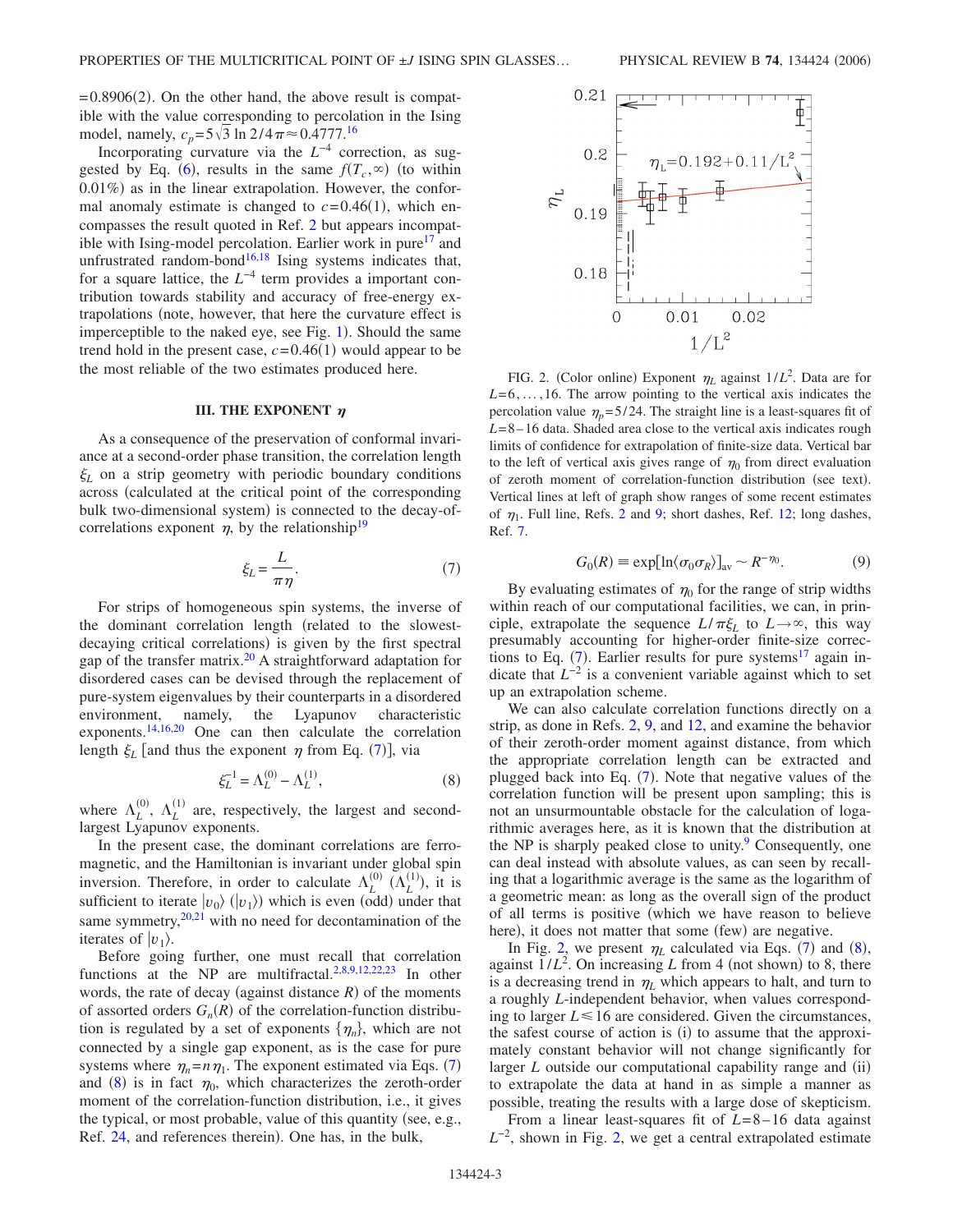$=0.8906(2)$. On the other hand, the above result is compatible with the value corresponding to percolation in the Ising model, namely, $c_p = 5\sqrt{3}\ln 2/4\pi \approx 0.4777$.[16]

Incorporating curvature via the $L^{-4}$ correction, as suggested by Eq. (6), results in the same $f(T_c,\infty)$ (to within 0.01%) as in the linear extrapolation. However, the conformal anomaly estimate is changed to $c=0.46(1)$, which encompasses the result quoted in Ref. 2 but appears incompatible with Ising-model percolation. Earlier work in pure[17] and unfrustrated random-bond[16,18] Ising systems indicates that, for a square lattice, the $L^{-4}$ term provides a important contribution towards stability and accuracy of free-energy extrapolations (note, however, that here the curvature effect is imperceptible to the naked eye, see Fig. 1). Should the same trend hold in the present case, $c=0.46(1)$ would appear to be the most reliable of the two estimates produced here.

### III. THE EXPONENT $\eta$

As a consequence of the preservation of conformal invariance at a second-order phase transition, the correlation length $\xi_L$ on a strip geometry with periodic boundary conditions across (calculated at the critical point of the corresponding bulk two-dimensional system) is connected to the decay-of-correlations exponent $\eta$, by the relationship[19]

$$\xi_L = \frac{L}{\pi \eta}. \tag{7}$$

For strips of homogeneous spin systems, the inverse of the dominant correlation length (related to the slowest-decaying critical correlations) is given by the first spectral gap of the transfer matrix.[20] A straightforward adaptation for disordered cases can be devised through the replacement of pure-system eigenvalues by their counterparts in a disordered environment, namely, the Lyapunov characteristic exponents.[14,16,20] One can then calculate the correlation length $\xi_L$ [and thus the exponent $\eta$ from Eq. (7)], via

$$\xi_L^{-1} = \Lambda_L^{(0)} - \Lambda_L^{(1)}, \tag{8}$$

where $\Lambda_L^{(0)}$, $\Lambda_L^{(1)}$ are, respectively, the largest and second-largest Lyapunov exponents.

In the present case, the dominant correlations are ferromagnetic, and the Hamiltonian is invariant under global spin inversion. Therefore, in order to calculate $\Lambda_L^{(0)}$ ($\Lambda_L^{(1)}$), it is sufficient to iterate $|v_0\rangle$ ($|v_1\rangle$) which is even (odd) under that same symmetry,[20,21] with no need for decontamination of the iterates of $|v_1\rangle$.

Before going further, one must recall that correlation functions at the NP are multifractal.[2,8,9,12,22,23] In other words, the rate of decay (against distance $R$) of the moments of assorted orders $G_n(R)$ of the correlation-function distribution is regulated by a set of exponents $\{\eta_n\}$, which are not connected by a single gap exponent, as is the case for pure systems where $\eta_n = n\,\eta_1$. The exponent estimated via Eqs. (7) and (8) is in fact $\eta_0$, which characterizes the zeroth-order moment of the correlation-function distribution, i.e., it gives the typical, or most probable, value of this quantity (see, e.g., Ref. 24, and references therein). One has, in the bulk,

FIG. 2. (Color online) Exponent $\eta_L$ against $1/L^2$. Data are for $L=6,\ldots,16$. The arrow pointing to the vertical axis indicates the percolation value $\eta_p = 5/24$. The straight line is a least-squares fit of $L=8-16$ data. Shaded area close to the vertical axis indicates rough limits of confidence for extrapolation of finite-size data. Vertical bar to the left of vertical axis gives range of $\eta_0$ from direct evaluation of zeroth moment of correlation-function distribution (see text). Vertical lines at left of graph show ranges of some recent estimates of $\eta_1$. Full line, Refs. 2 and 9; short dashes, Ref. 12; long dashes, Ref. 7.

$$G_0(R) \equiv \exp[\ln\langle\sigma_0\sigma_R\rangle]_{\rm av} \sim R^{-\eta_0}. \tag{9}$$

By evaluating estimates of $\eta_0$ for the range of strip widths within reach of our computational facilities, we can, in principle, extrapolate the sequence $L/\pi\xi_L$ to $L\to\infty$, this way presumably accounting for higher-order finite-size corrections to Eq. (7). Earlier results for pure systems[17] again indicate that $L^{-2}$ is a convenient variable against which to set up an extrapolation scheme.

We can also calculate correlation functions directly on a strip, as done in Refs. 2, 9, and 12, and examine the behavior of their zeroth-order moment against distance, from which the appropriate correlation length can be extracted and plugged back into Eq. (7). Note that negative values of the correlation function will be present upon sampling; this is not an unsurmountable obstacle for the calculation of logarithmic averages here, as it is known that the distribution at the NP is sharply peaked close to unity.[9] Consequently, one can deal instead with absolute values, as can seen by recalling that a logarithmic average is the same as the logarithm of a geometric mean: as long as the overall sign of the product of all terms is positive (which we have reason to believe here), it does not matter that some (few) are negative.

In Fig. 2, we present $\eta_L$ calculated via Eqs. (7) and (8), against $1/L^2$. On increasing $L$ from 4 (not shown) to 8, there is a decreasing trend in $\eta_L$ which appears to halt, and turn to a roughly $L$-independent behavior, when values corresponding to larger $L \leq 16$ are considered. Given the circumstances, the safest course of action is (i) to assume that the approximately constant behavior will not change significantly for larger $L$ outside our computational capability range and (ii) to extrapolate the data at hand in as simple a manner as possible, treating the results with a large dose of skepticism.

From a linear least-squares fit of $L=8-16$ data against $L^{-2}$, shown in Fig. 2, we get a central extrapolated estimate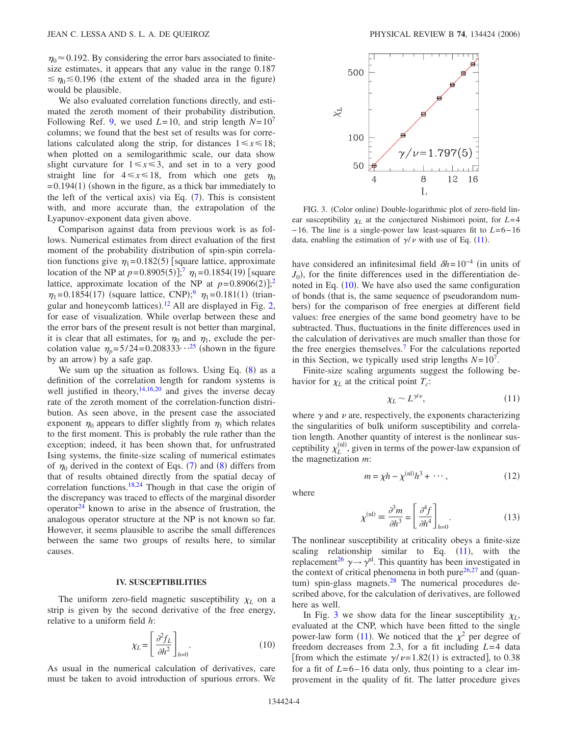$\eta_0 \approx 0.192$. By considering the error bars associated to finite-size estimates, it appears that any value in the range $0.187 \lesssim \eta_0 \lesssim 0.196$ (the extent of the shaded area in the figure) would be plausible.

We also evaluated correlation functions directly, and estimated the zeroth moment of their probability distribution. Following Ref. 9, we used $L=10$, and strip length $N=10^7$ columns; we found that the best set of results was for correlations calculated along the strip, for distances $1 \leqslant x \leqslant 18$; when plotted on a semilogarithmic scale, our data show slight curvature for $1 \leqslant x \leqslant 3$, and set in to a very good straight line for $4 \leqslant x \leqslant 18$, from which one gets $\eta_0 = 0.194(1)$ (shown in the figure, as a thick bar immediately to the left of the vertical axis) via Eq. (7). This is consistent with, and more accurate than, the extrapolation of the Lyapunov-exponent data given above.

Comparison against data from previous work is as follows. Numerical estimates from direct evaluation of the first moment of the probability distribution of spin-spin correlation functions give $\eta_1 = 0.182(5)$ [square lattice, approximate location of the NP at $p=0.8905(5)$];[7] $\eta_1 = 0.1854(19)$ [square lattice, approximate location of the NP at $p=0.8906(2)$];[2] $\eta_1 = 0.1854(17)$ (square lattice, CNP);[9] $\eta_1 = 0.181(1)$ (triangular and honeycomb lattices).[12] All are displayed in Fig. 2, for ease of visualization. While overlap between these and the error bars of the present result is not better than marginal, it is clear that all estimates, for $\eta_0$ and $\eta_1$, exclude the percolation value $\eta_p = 5/24 = 0.208333\cdots$[25] (shown in the figure by an arrow) by a safe gap.

We sum up the situation as follows. Using Eq. (8) as a definition of the correlation length for random systems is well justified in theory,[14,16,20] and gives the inverse decay rate of the zeroth moment of the correlation-function distribution. As seen above, in the present case the associated exponent $\eta_0$ appears to differ slightly from $\eta_1$ which relates to the first moment. This is probably the rule rather than the exception; indeed, it has been shown that, for unfrustrated Ising systems, the finite-size scaling of numerical estimates of $\eta_0$ derived in the context of Eqs. (7) and (8) differs from that of results obtained directly from the spatial decay of correlation functions.[18,24] Though in that case the origin of the discrepancy was traced to effects of the marginal disorder operator[24] known to arise in the absence of frustration, the analogous operator structure at the NP is not known so far. However, it seems plausible to ascribe the small differences between the same two groups of results here, to similar causes.

## IV. SUSCEPTIBILITIES

The uniform zero-field magnetic susceptibility $\chi_L$ on a strip is given by the second derivative of the free energy, relative to a uniform field $h$:

$$\chi_L = \left[\frac{\partial^2 f_L}{\partial h^2}\right]_{h=0}. \tag{10}$$

As usual in the numerical calculation of derivatives, care must be taken to avoid introduction of spurious errors. We have considered an infinitesimal field $\delta h = 10^{-4}$ (in units of $J_0$), for the finite differences used in the differentiation denoted in Eq. (10). We have also used the same configuration of bonds (that is, the same sequence of pseudorandom numbers) for the comparison of free energies at different field values: free energies of the same bond geometry have to be subtracted. Thus, fluctuations in the finite differences used in the calculation of derivatives are much smaller than those for the free energies themselves.[7] For the calculations reported in this Section, we typically used strip lengths $N=10^7$.

FIG. 3. (Color online) Double-logarithmic plot of zero-field linear susceptibility $\chi_L$ at the conjectured Nishimori point, for $L=4-16$. The line is a single-power law least-squares fit to $L=6-16$ data, enabling the estimation of $\gamma/\nu$ with use of Eq. (11).

Finite-size scaling arguments suggest the following behavior for $\chi_L$ at the critical point $T_c$:

$$\chi_L \sim L^{\gamma/\nu}, \tag{11}$$

where $\gamma$ and $\nu$ are, respectively, the exponents characterizing the singularities of bulk uniform susceptibility and correlation length. Another quantity of interest is the nonlinear susceptibility $\chi_L^{(\mathrm{nl})}$, given in terms of the power-law expansion of the magnetization $m$:

$$m = \chi h - \chi^{(\mathrm{nl})} h^3 + \cdots, \tag{12}$$

where

$$\chi^{(\mathrm{nl})} \equiv \frac{\partial^3 m}{\partial h^3} = \left[\frac{\partial^4 f}{\partial h^4}\right]_{h=0}. \tag{13}$$

The nonlinear susceptibility at criticality obeys a finite-size scaling relationship similar to Eq. (11), with the replacement[26] $\gamma \to \gamma^{\mathrm{nl}}$. This quantity has been investigated in the context of critical phenomena in both pure[26,27] and (quantum) spin-glass magnets.[28] The numerical procedures described above, for the calculation of derivatives, are followed here as well.

In Fig. 3 we show data for the linear susceptibility $\chi_L$, evaluated at the CNP, which have been fitted to the single power-law form (11). We noticed that the $\chi^2$ per degree of freedom decreases from 2.3, for a fit including $L=4$ data [from which the estimate $\gamma/\nu = 1.82(1)$ is extracted], to 0.38 for a fit of $L=6-16$ data only, thus pointing to a clear improvement in the quality of fit. The latter procedure gives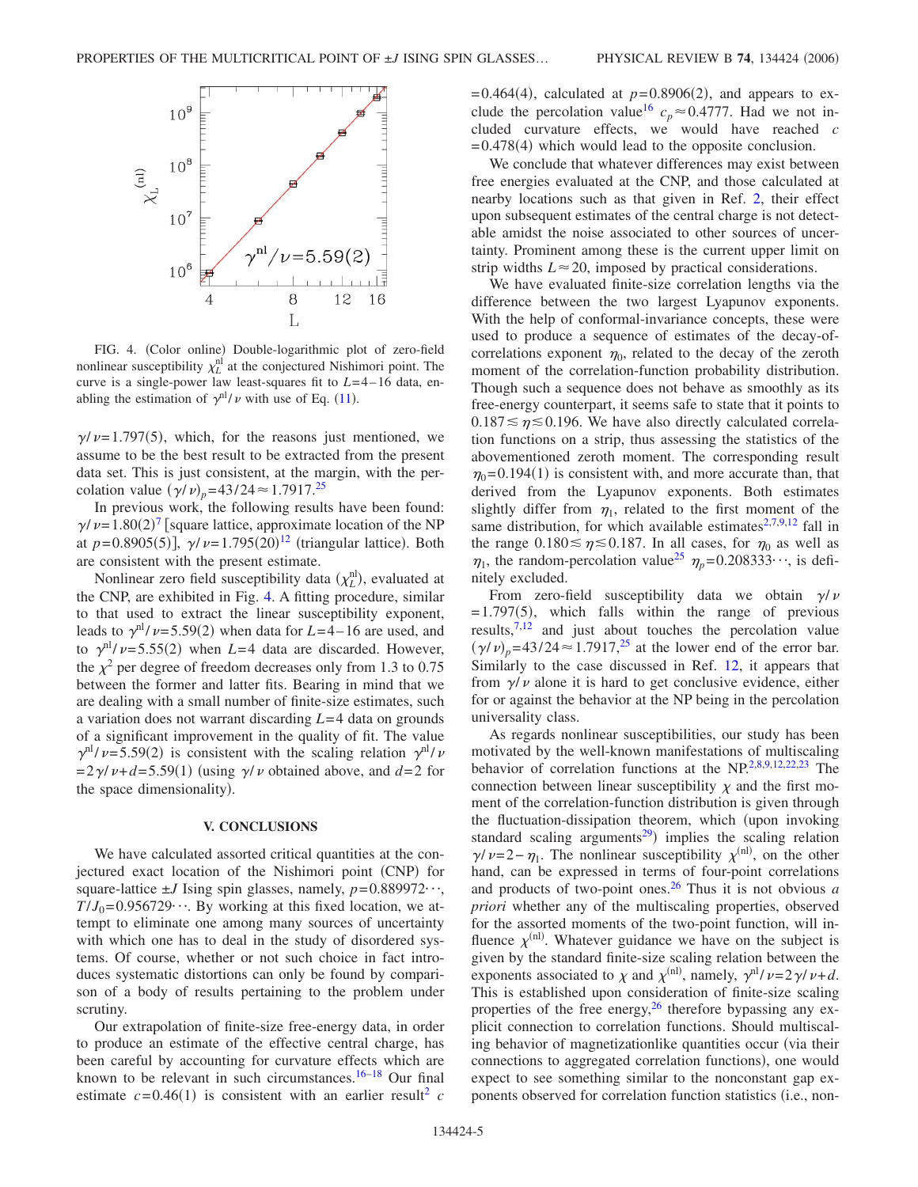FIG. 4. (Color online) Double-logarithmic plot of zero-field nonlinear susceptibility $\chi_L^{\rm nl}$ at the conjectured Nishimori point. The curve is a single-power law least-squares fit to $L=4-16$ data, enabling the estimation of $\gamma^{\rm nl}/\nu$ with use of Eq. (11).

$\gamma/\nu=1.797(5)$, which, for the reasons just mentioned, we assume to be the best result to be extracted from the present data set. This is just consistent, at the margin, with the percolation value $(\gamma/\nu)_p=43/24\approx 1.7917$.[25]

In previous work, the following results have been found: $\gamma/\nu=1.80(2)$[7] [square lattice, approximate location of the NP at $p=0.8905(5)$], $\gamma/\nu=1.795(20)$[12] (triangular lattice). Both are consistent with the present estimate.

Nonlinear zero field susceptibility data ($\chi_L^{\rm nl}$), evaluated at the CNP, are exhibited in Fig. 4. A fitting procedure, similar to that used to extract the linear susceptibility exponent, leads to $\gamma^{\rm nl}/\nu=5.59(2)$ when data for $L=4-16$ are used, and to $\gamma^{\rm nl}/\nu=5.55(2)$ when $L=4$ data are discarded. However, the $\chi^2$ per degree of freedom decreases only from 1.3 to 0.75 between the former and latter fits. Bearing in mind that we are dealing with a small number of finite-size estimates, such a variation does not warrant discarding $L=4$ data on grounds of a significant improvement in the quality of fit. The value $\gamma^{\rm nl}/\nu=5.59(2)$ is consistent with the scaling relation $\gamma^{\rm nl}/\nu=2\gamma/\nu+d=5.59(1)$ (using $\gamma/\nu$ obtained above, and $d=2$ for the space dimensionality).

## V. CONCLUSIONS

We have calculated assorted critical quantities at the conjectured exact location of the Nishimori point (CNP) for square-lattice $\pm J$ Ising spin glasses, namely, $p=0.889972\cdots$, $T/J_0=0.956729\cdots$. By working at this fixed location, we attempt to eliminate one among many sources of uncertainty with which one has to deal in the study of disordered systems. Of course, whether or not such choice in fact introduces systematic distortions can only be found by comparison of a body of results pertaining to the problem under scrutiny.

Our extrapolation of finite-size free-energy data, in order to produce an estimate of the effective central charge, has been careful by accounting for curvature effects which are known to be relevant in such circumstances.[16–18] Our final estimate $c=0.46(1)$ is consistent with an earlier result[2] $c=0.464(4)$, calculated at $p=0.8906(2)$, and appears to exclude the percolation value[16] $c_p\approx 0.4777$. Had we not included curvature effects, we would have reached $c=0.478(4)$ which would lead to the opposite conclusion.

We conclude that whatever differences may exist between free energies evaluated at the CNP, and those calculated at nearby locations such as that given in Ref. 2, their effect upon subsequent estimates of the central charge is not detectable amidst the noise associated to other sources of uncertainty. Prominent among these is the current upper limit on strip widths $L\approx 20$, imposed by practical considerations.

We have evaluated finite-size correlation lengths via the difference between the two largest Lyapunov exponents. With the help of conformal-invariance concepts, these were used to produce a sequence of estimates of the decay-of-correlations exponent $\eta_0$, related to the decay of the zeroth moment of the correlation-function probability distribution. Though such a sequence does not behave as smoothly as its free-energy counterpart, it seems safe to state that it points to $0.187\lesssim\eta\lesssim 0.196$. We have also directly calculated correlation functions on a strip, thus assessing the statistics of the abovementioned zeroth moment. The corresponding result $\eta_0=0.194(1)$ is consistent with, and more accurate than, that derived from the Lyapunov exponents. Both estimates slightly differ from $\eta_1$, related to the first moment of the same distribution, for which available estimates[2,7,9,12] fall in the range $0.180\lesssim\eta\lesssim 0.187$. In all cases, for $\eta_0$ as well as $\eta_1$, the random-percolation value[25] $\eta_p=0.208333\cdots$, is definitely excluded.

From zero-field susceptibility data we obtain $\gamma/\nu=1.797(5)$, which falls within the range of previous results,[7,12] and just about touches the percolation value $(\gamma/\nu)_p=43/24\approx 1.7917$,[25] at the lower end of the error bar. Similarly to the case discussed in Ref. 12, it appears that from $\gamma/\nu$ alone it is hard to get conclusive evidence, either for or against the behavior at the NP being in the percolation universality class.

As regards nonlinear susceptibilities, our study has been motivated by the well-known manifestations of multiscaling behavior of correlation functions at the NP.[2,8,9,12,22,23] The connection between linear susceptibility $\chi$ and the first moment of the correlation-function distribution is given through the fluctuation-dissipation theorem, which (upon invoking standard scaling arguments[29]) implies the scaling relation $\gamma/\nu=2-\eta_1$. The nonlinear susceptibility $\chi^{(\rm nl)}$, on the other hand, can be expressed in terms of four-point correlations and products of two-point ones.[26] Thus it is not obvious *a priori* whether any of the multiscaling properties, observed for the assorted moments of the two-point function, will influence $\chi^{(\rm nl)}$. Whatever guidance we have on the subject is given by the standard finite-size scaling relation between the exponents associated to $\chi$ and $\chi^{(\rm nl)}$, namely, $\gamma^{\rm nl}/\nu=2\gamma/\nu+d$. This is established upon consideration of finite-size scaling properties of the free energy,[26] therefore bypassing any explicit connection to correlation functions. Should multiscaling behavior of magnetizationlike quantities occur (via their connections to aggregated correlation functions), one would expect to see something similar to the nonconstant gap exponents observed for correlation function statistics (i.e., non-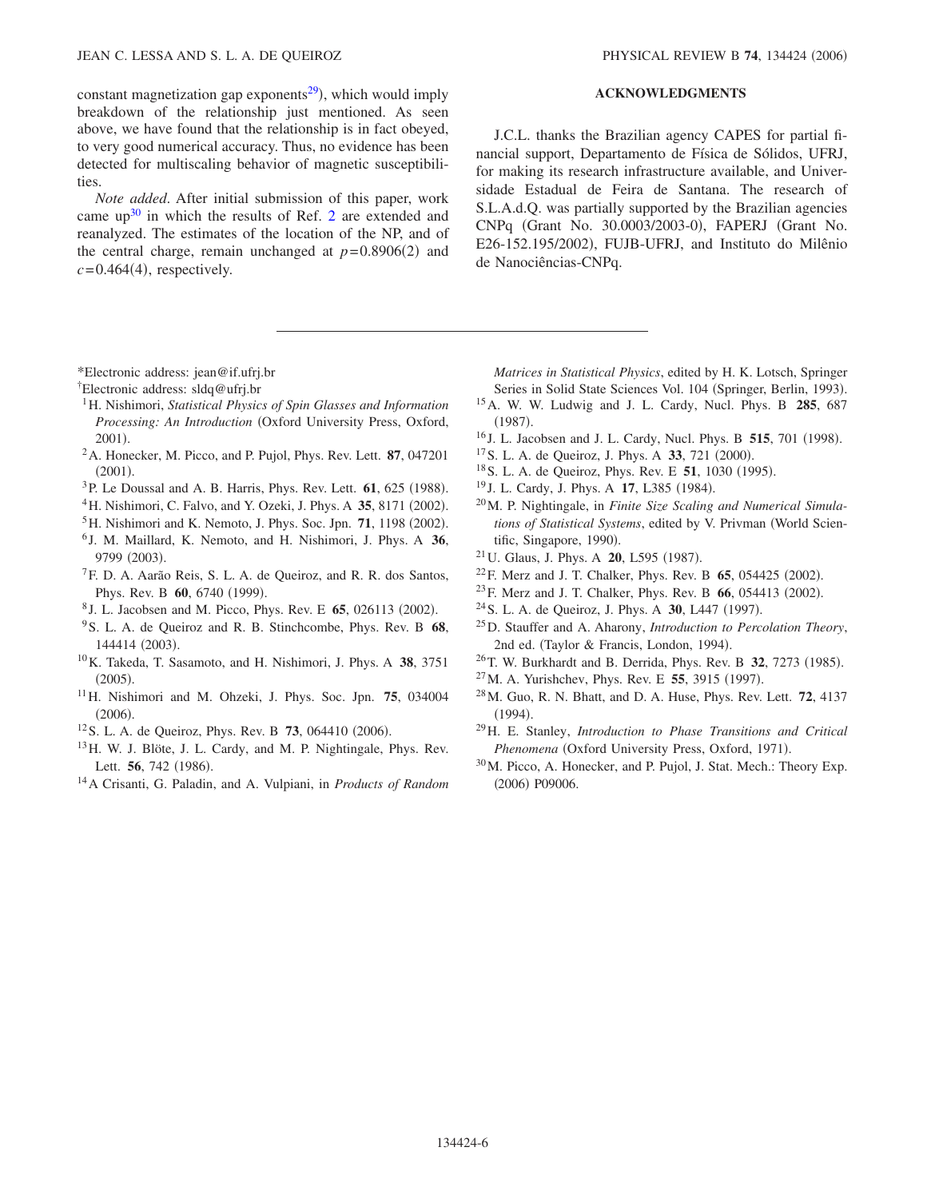constant magnetization gap exponents[29]), which would imply breakdown of the relationship just mentioned. As seen above, we have found that the relationship is in fact obeyed, to very good numerical accuracy. Thus, no evidence has been detected for multiscaling behavior of magnetic susceptibilities.

*Note added*. After initial submission of this paper, work came up[30] in which the results of Ref. 2 are extended and reanalyzed. The estimates of the location of the NP, and of the central charge, remain unchanged at $p=0.8906(2)$ and $c=0.464(4)$, respectively.

## ACKNOWLEDGMENTS

J.C.L. thanks the Brazilian agency CAPES for partial financial support, Departamento de Física de Sólidos, UFRJ, for making its research infrastructure available, and Universidade Estadual de Feira de Santana. The research of S.L.A.d.Q. was partially supported by the Brazilian agencies CNPq (Grant No. 30.0003/2003-0), FAPERJ (Grant No. E26-152.195/2002), FUJB-UFRJ, and Instituto do Milênio de Nanociências-CNPq.

---

*Electronic address: jean@if.ufrj.br

†Electronic address: sldq@ufrj.br

[1] H. Nishimori, *Statistical Physics of Spin Glasses and Information Processing: An Introduction* (Oxford University Press, Oxford, 2001).

[2] A. Honecker, M. Picco, and P. Pujol, Phys. Rev. Lett. **87**, 047201 (2001).

[3] P. Le Doussal and A. B. Harris, Phys. Rev. Lett. **61**, 625 (1988).

[4] H. Nishimori, C. Falvo, and Y. Ozeki, J. Phys. A **35**, 8171 (2002).

[5] H. Nishimori and K. Nemoto, J. Phys. Soc. Jpn. **71**, 1198 (2002).

[6] J. M. Maillard, K. Nemoto, and H. Nishimori, J. Phys. A **36**, 9799 (2003).

[7] F. D. A. Aarão Reis, S. L. A. de Queiroz, and R. R. dos Santos, Phys. Rev. B **60**, 6740 (1999).

[8] J. L. Jacobsen and M. Picco, Phys. Rev. E **65**, 026113 (2002).

[9] S. L. A. de Queiroz and R. B. Stinchcombe, Phys. Rev. B **68**, 144414 (2003).

[10] K. Takeda, T. Sasamoto, and H. Nishimori, J. Phys. A **38**, 3751 (2005).

[11] H. Nishimori and M. Ohzeki, J. Phys. Soc. Jpn. **75**, 034004 (2006).

[12] S. L. A. de Queiroz, Phys. Rev. B **73**, 064410 (2006).

[13] H. W. J. Blöte, J. L. Cardy, and M. P. Nightingale, Phys. Rev. Lett. **56**, 742 (1986).

[14] A Crisanti, G. Paladin, and A. Vulpiani, in *Products of Random Matrices in Statistical Physics*, edited by H. K. Lotsch, Springer Series in Solid State Sciences Vol. 104 (Springer, Berlin, 1993).

[15] A. W. W. Ludwig and J. L. Cardy, Nucl. Phys. B **285**, 687 (1987).

[16] J. L. Jacobsen and J. L. Cardy, Nucl. Phys. B **515**, 701 (1998).

[17] S. L. A. de Queiroz, J. Phys. A **33**, 721 (2000).

[18] S. L. A. de Queiroz, Phys. Rev. E **51**, 1030 (1995).

[19] J. L. Cardy, J. Phys. A **17**, L385 (1984).

[20] M. P. Nightingale, in *Finite Size Scaling and Numerical Simulations of Statistical Systems*, edited by V. Privman (World Scientific, Singapore, 1990).

[21] U. Glaus, J. Phys. A **20**, L595 (1987).

[22] F. Merz and J. T. Chalker, Phys. Rev. B **65**, 054425 (2002).

[23] F. Merz and J. T. Chalker, Phys. Rev. B **66**, 054413 (2002).

[24] S. L. A. de Queiroz, J. Phys. A **30**, L447 (1997).

[25] D. Stauffer and A. Aharony, *Introduction to Percolation Theory*, 2nd ed. (Taylor & Francis, London, 1994).

[26] T. W. Burkhardt and B. Derrida, Phys. Rev. B **32**, 7273 (1985).

[27] M. A. Yurishchev, Phys. Rev. E **55**, 3915 (1997).

[28] M. Guo, R. N. Bhatt, and D. A. Huse, Phys. Rev. Lett. **72**, 4137 (1994).

[29] H. E. Stanley, *Introduction to Phase Transitions and Critical Phenomena* (Oxford University Press, Oxford, 1971).

[30] M. Picco, A. Honecker, and P. Pujol, J. Stat. Mech.: Theory Exp. (2006) P09006.